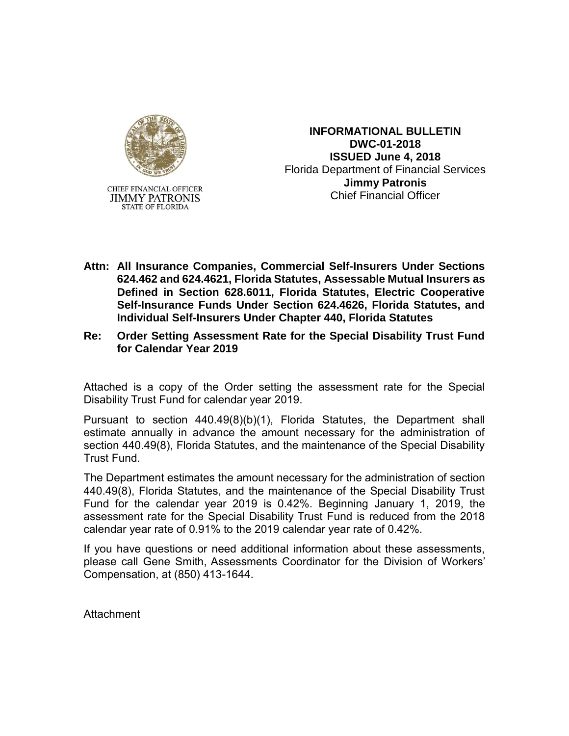CHIEF FINANCIAL OFFICER
JIMMY PATRONIS
STATE OF FLORIDA

**INFORMATIONAL BULLETIN**
**DWC-01-2018**
**ISSUED June 4, 2018**
Florida Department of Financial Services
**Jimmy Patronis**
Chief Financial Officer

**Attn: All Insurance Companies, Commercial Self-Insurers Under Sections 624.462 and 624.4621, Florida Statutes, Assessable Mutual Insurers as Defined in Section 628.6011, Florida Statutes, Electric Cooperative Self-Insurance Funds Under Section 624.4626, Florida Statutes, and Individual Self-Insurers Under Chapter 440, Florida Statutes**

**Re: Order Setting Assessment Rate for the Special Disability Trust Fund for Calendar Year 2019**

Attached is a copy of the Order setting the assessment rate for the Special Disability Trust Fund for calendar year 2019.

Pursuant to section 440.49(8)(b)(1), Florida Statutes, the Department shall estimate annually in advance the amount necessary for the administration of section 440.49(8), Florida Statutes, and the maintenance of the Special Disability Trust Fund.

The Department estimates the amount necessary for the administration of section 440.49(8), Florida Statutes, and the maintenance of the Special Disability Trust Fund for the calendar year 2019 is 0.42%. Beginning January 1, 2019, the assessment rate for the Special Disability Trust Fund is reduced from the 2018 calendar year rate of 0.91% to the 2019 calendar year rate of 0.42%.

If you have questions or need additional information about these assessments, please call Gene Smith, Assessments Coordinator for the Division of Workers' Compensation, at (850) 413-1644.

Attachment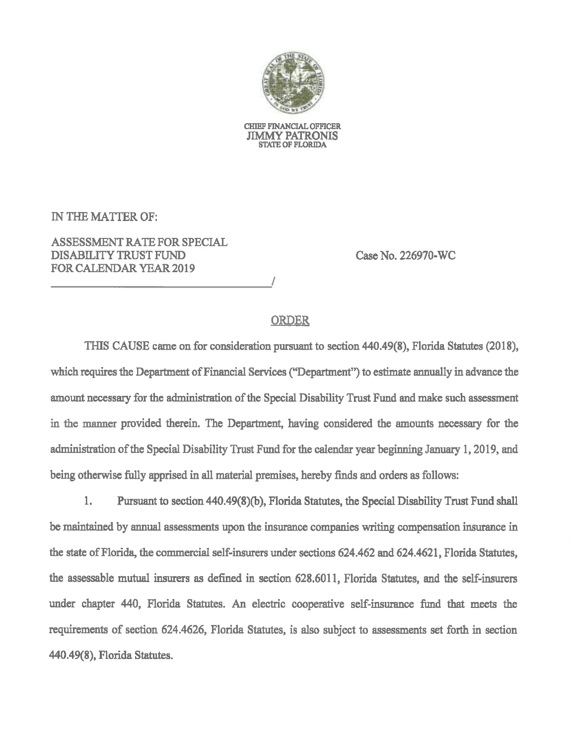CHIEF FINANCIAL OFFICER
JIMMY PATRONIS
STATE OF FLORIDA

IN THE MATTER OF:

ASSESSMENT RATE FOR SPECIAL DISABILITY TRUST FUND FOR CALENDAR YEAR 2019

Case No. 226970-WC

\_\_\_\_\_\_\_\_\_\_\_\_\_\_\_\_\_\_\_\_\_\_\_\_\_\_\_\_\_\_\_\_\_\_\_\_/

## ORDER

THIS CAUSE came on for consideration pursuant to section 440.49(8), Florida Statutes (2018), which requires the Department of Financial Services ("Department") to estimate annually in advance the amount necessary for the administration of the Special Disability Trust Fund and make such assessment in the manner provided therein. The Department, having considered the amounts necessary for the administration of the Special Disability Trust Fund for the calendar year beginning January 1, 2019, and being otherwise fully apprised in all material premises, hereby finds and orders as follows:

1. Pursuant to section 440.49(8)(b), Florida Statutes, the Special Disability Trust Fund shall be maintained by annual assessments upon the insurance companies writing compensation insurance in the state of Florida, the commercial self-insurers under sections 624.462 and 624.4621, Florida Statutes, the assessable mutual insurers as defined in section 628.6011, Florida Statutes, and the self-insurers under chapter 440, Florida Statutes. An electric cooperative self-insurance fund that meets the requirements of section 624.4626, Florida Statutes, is also subject to assessments set forth in section 440.49(8), Florida Statutes.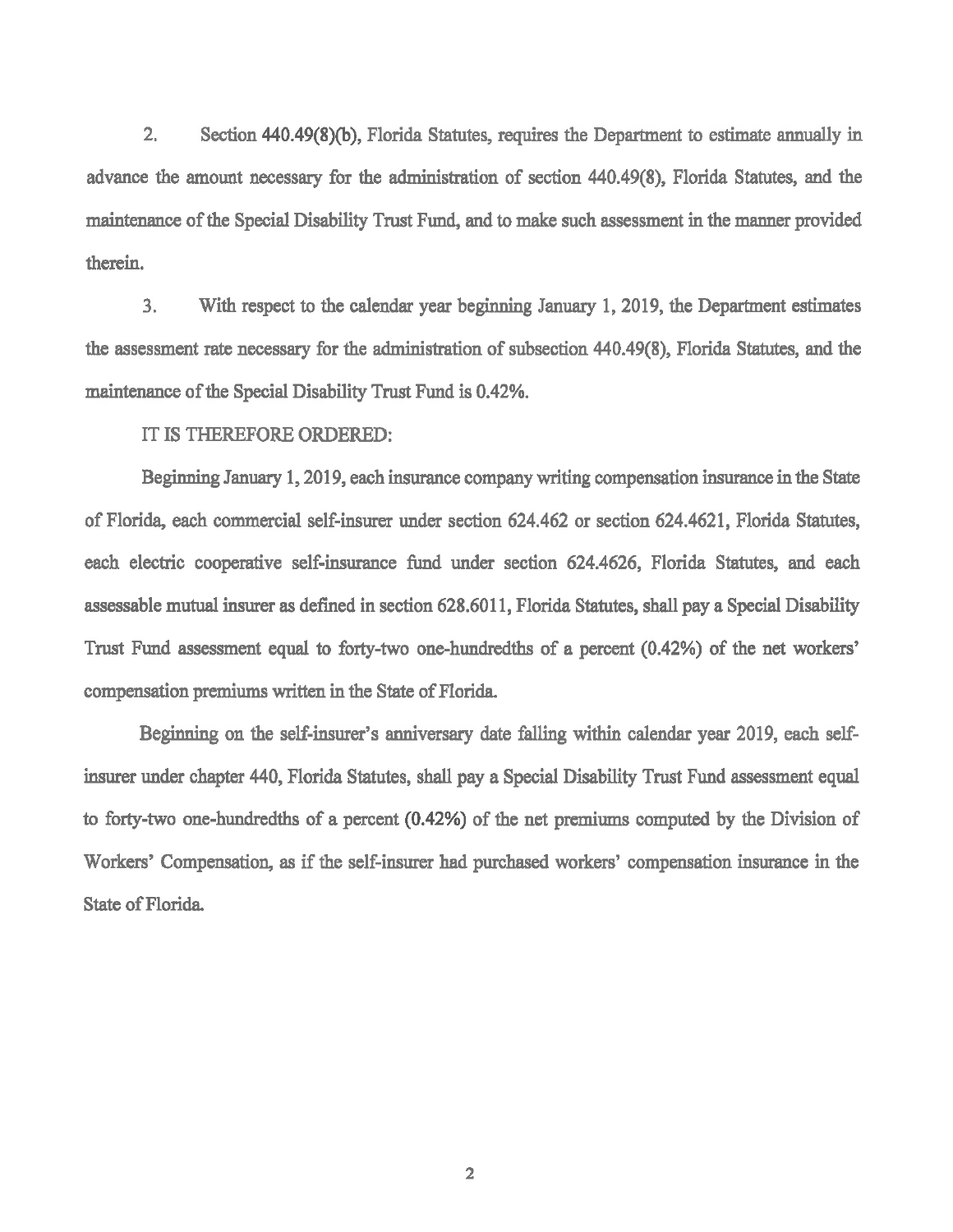2. Section 440.49(8)(b), Florida Statutes, requires the Department to estimate annually in advance the amount necessary for the administration of section 440.49(8), Florida Statutes, and the maintenance of the Special Disability Trust Fund, and to make such assessment in the manner provided therein.

3. With respect to the calendar year beginning January 1, 2019, the Department estimates the assessment rate necessary for the administration of subsection 440.49(8), Florida Statutes, and the maintenance of the Special Disability Trust Fund is 0.42%.

IT IS THEREFORE ORDERED:

Beginning January 1, 2019, each insurance company writing compensation insurance in the State of Florida, each commercial self-insurer under section 624.462 or section 624.4621, Florida Statutes, each electric cooperative self-insurance fund under section 624.4626, Florida Statutes, and each assessable mutual insurer as defined in section 628.6011, Florida Statutes, shall pay a Special Disability Trust Fund assessment equal to forty-two one-hundredths of a percent (0.42%) of the net workers' compensation premiums written in the State of Florida.

Beginning on the self-insurer's anniversary date falling within calendar year 2019, each self-insurer under chapter 440, Florida Statutes, shall pay a Special Disability Trust Fund assessment equal to forty-two one-hundredths of a percent (0.42%) of the net premiums computed by the Division of Workers' Compensation, as if the self-insurer had purchased workers' compensation insurance in the State of Florida.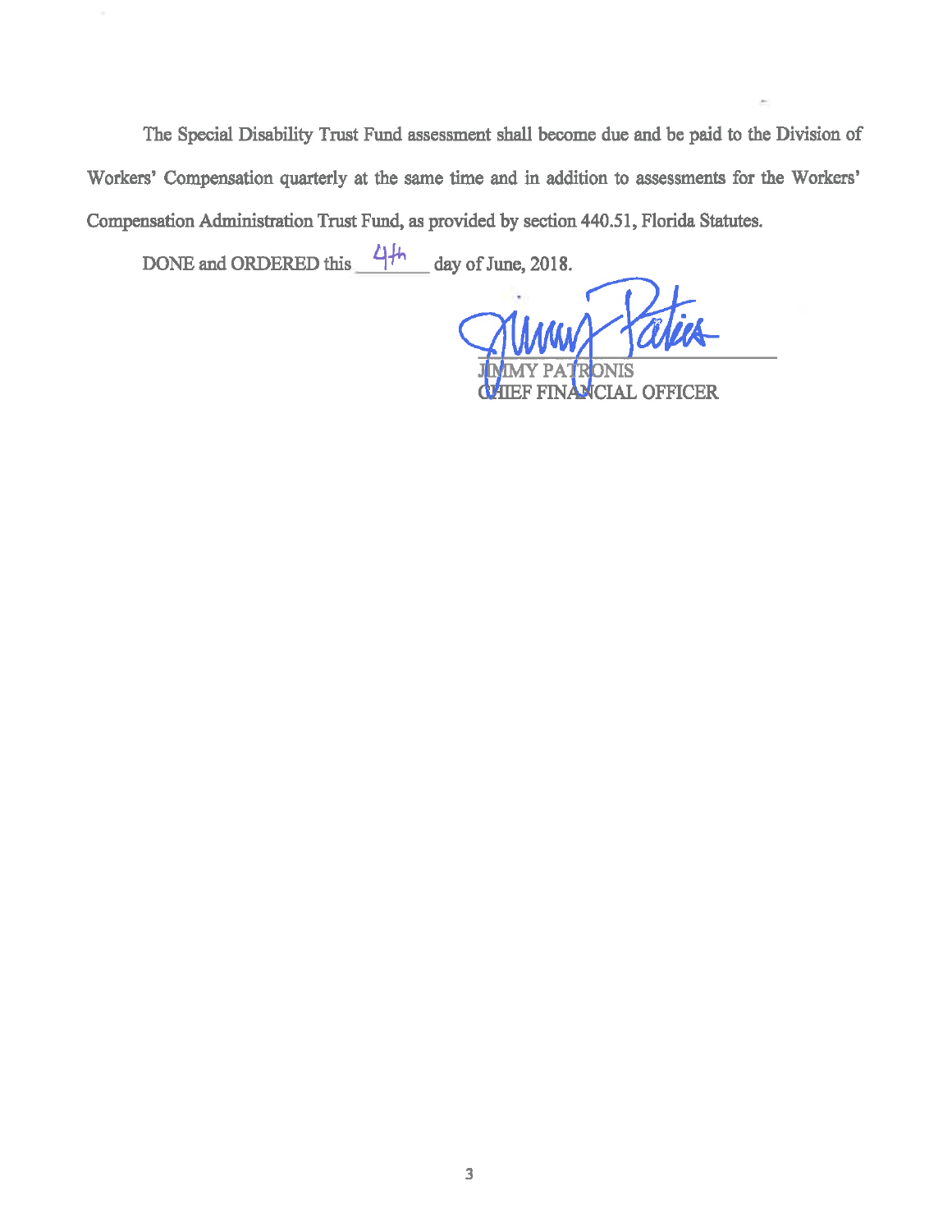The Special Disability Trust Fund assessment shall become due and be paid to the Division of Workers' Compensation quarterly at the same time and in addition to assessments for the Workers' Compensation Administration Trust Fund, as provided by section 440.51, Florida Statutes.

DONE and ORDERED this 4th day of June, 2018.

JIMMY PATRONIS
CHIEF FINANCIAL OFFICER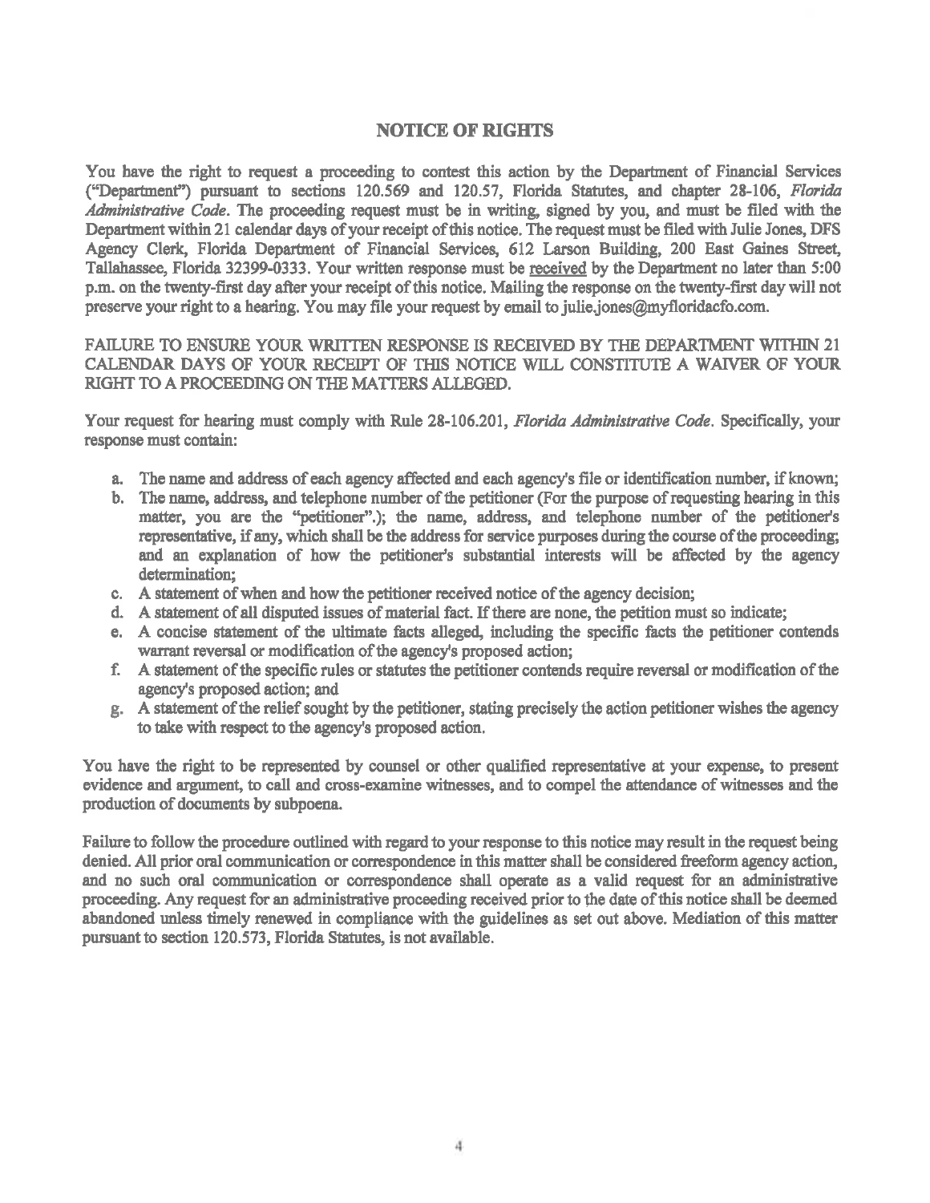## NOTICE OF RIGHTS

You have the right to request a proceeding to contest this action by the Department of Financial Services ("Department") pursuant to sections 120.569 and 120.57, Florida Statutes, and chapter 28-106, *Florida Administrative Code*. The proceeding request must be in writing, signed by you, and must be filed with the Department within 21 calendar days of your receipt of this notice. The request must be filed with Julie Jones, DFS Agency Clerk, Florida Department of Financial Services, 612 Larson Building, 200 East Gaines Street, Tallahassee, Florida 32399-0333. Your written response must be received by the Department no later than 5:00 p.m. on the twenty-first day after your receipt of this notice. Mailing the response on the twenty-first day will not preserve your right to a hearing. You may file your request by email to julie.jones@myfloridacfo.com.

FAILURE TO ENSURE YOUR WRITTEN RESPONSE IS RECEIVED BY THE DEPARTMENT WITHIN 21 CALENDAR DAYS OF YOUR RECEIPT OF THIS NOTICE WILL CONSTITUTE A WAIVER OF YOUR RIGHT TO A PROCEEDING ON THE MATTERS ALLEGED.

Your request for hearing must comply with Rule 28-106.201, *Florida Administrative Code*. Specifically, your response must contain:

a. The name and address of each agency affected and each agency's file or identification number, if known;
b. The name, address, and telephone number of the petitioner (For the purpose of requesting hearing in this matter, you are the "petitioner".); the name, address, and telephone number of the petitioner's representative, if any, which shall be the address for service purposes during the course of the proceeding; and an explanation of how the petitioner's substantial interests will be affected by the agency determination;
c. A statement of when and how the petitioner received notice of the agency decision;
d. A statement of all disputed issues of material fact. If there are none, the petition must so indicate;
e. A concise statement of the ultimate facts alleged, including the specific facts the petitioner contends warrant reversal or modification of the agency's proposed action;
f. A statement of the specific rules or statutes the petitioner contends require reversal or modification of the agency's proposed action; and
g. A statement of the relief sought by the petitioner, stating precisely the action petitioner wishes the agency to take with respect to the agency's proposed action.

You have the right to be represented by counsel or other qualified representative at your expense, to present evidence and argument, to call and cross-examine witnesses, and to compel the attendance of witnesses and the production of documents by subpoena.

Failure to follow the procedure outlined with regard to your response to this notice may result in the request being denied. All prior oral communication or correspondence in this matter shall be considered freeform agency action, and no such oral communication or correspondence shall operate as a valid request for an administrative proceeding. Any request for an administrative proceeding received prior to the date of this notice shall be deemed abandoned unless timely renewed in compliance with the guidelines as set out above. Mediation of this matter pursuant to section 120.573, Florida Statutes, is not available.